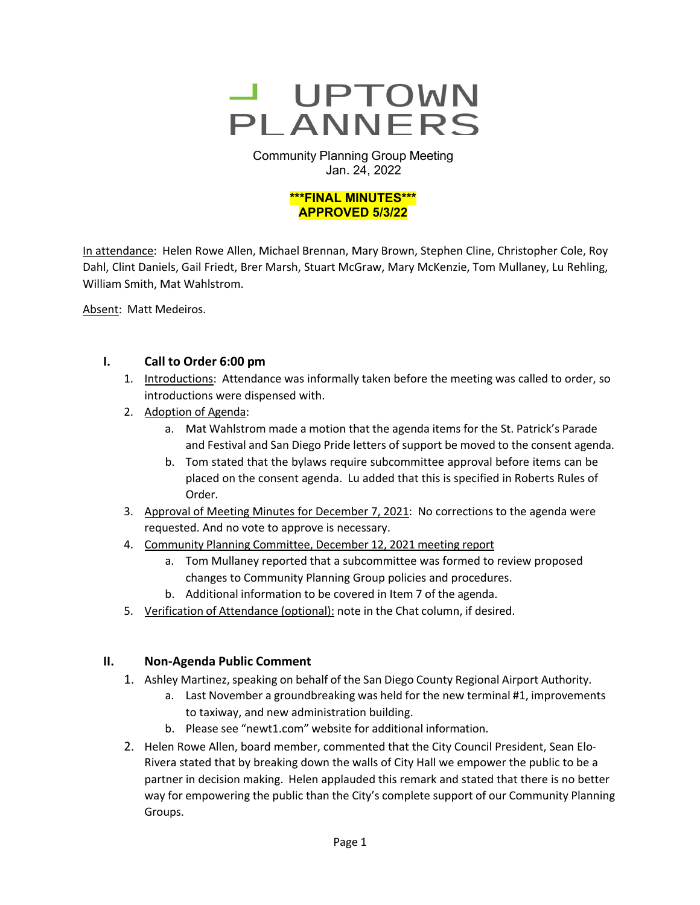# UPTOWN PLANNERS

Community Planning Group Meeting
Jan. 24, 2022

**\*\*\*FINAL MINUTES\*\*\***
**APPROVED 5/3/22**

In attendance: Helen Rowe Allen, Michael Brennan, Mary Brown, Stephen Cline, Christopher Cole, Roy Dahl, Clint Daniels, Gail Friedt, Brer Marsh, Stuart McGraw, Mary McKenzie, Tom Mullaney, Lu Rehling, William Smith, Mat Wahlstrom.

Absent: Matt Medeiros.

## I. Call to Order 6:00 pm

1. Introductions: Attendance was informally taken before the meeting was called to order, so introductions were dispensed with.
2. Adoption of Agenda:
   a. Mat Wahlstrom made a motion that the agenda items for the St. Patrick's Parade and Festival and San Diego Pride letters of support be moved to the consent agenda.
   b. Tom stated that the bylaws require subcommittee approval before items can be placed on the consent agenda. Lu added that this is specified in Roberts Rules of Order.
3. Approval of Meeting Minutes for December 7, 2021: No corrections to the agenda were requested. And no vote to approve is necessary.
4. Community Planning Committee, December 12, 2021 meeting report
   a. Tom Mullaney reported that a subcommittee was formed to review proposed changes to Community Planning Group policies and procedures.
   b. Additional information to be covered in Item 7 of the agenda.
5. Verification of Attendance (optional): note in the Chat column, if desired.

## II. Non-Agenda Public Comment

1. Ashley Martinez, speaking on behalf of the San Diego County Regional Airport Authority.
   a. Last November a groundbreaking was held for the new terminal #1, improvements to taxiway, and new administration building.
   b. Please see "newt1.com" website for additional information.
2. Helen Rowe Allen, board member, commented that the City Council President, Sean Elo-Rivera stated that by breaking down the walls of City Hall we empower the public to be a partner in decision making. Helen applauded this remark and stated that there is no better way for empowering the public than the City's complete support of our Community Planning Groups.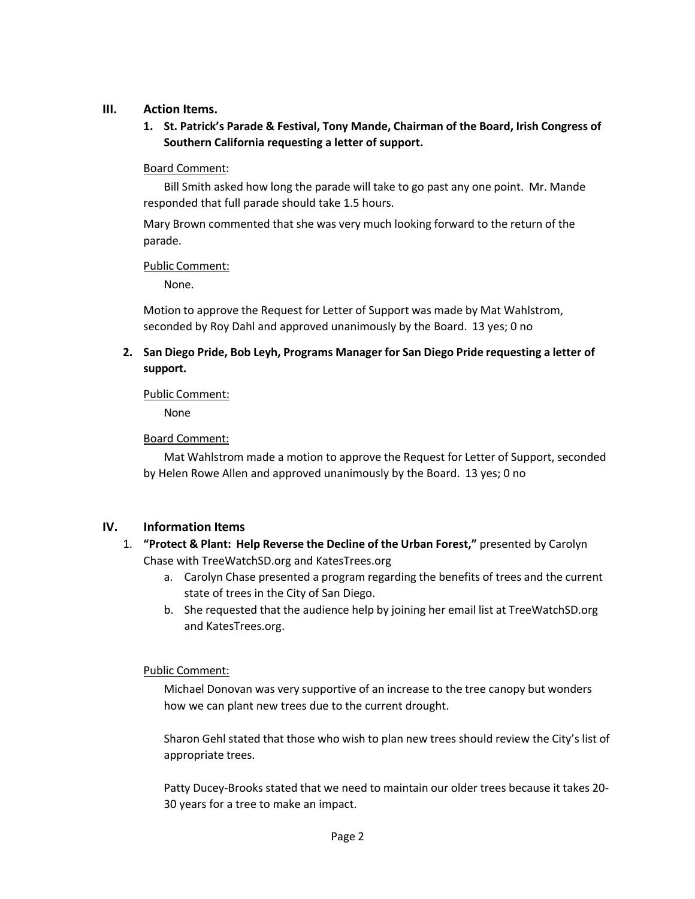## III. Action Items.

### 1. St. Patrick's Parade & Festival, Tony Mande, Chairman of the Board, Irish Congress of Southern California requesting a letter of support.

Board Comment:

Bill Smith asked how long the parade will take to go past any one point. Mr. Mande responded that full parade should take 1.5 hours.

Mary Brown commented that she was very much looking forward to the return of the parade.

Public Comment:

None.

Motion to approve the Request for Letter of Support was made by Mat Wahlstrom, seconded by Roy Dahl and approved unanimously by the Board. 13 yes; 0 no

### 2. San Diego Pride, Bob Leyh, Programs Manager for San Diego Pride requesting a letter of support.

Public Comment:

None

Board Comment:

Mat Wahlstrom made a motion to approve the Request for Letter of Support, seconded by Helen Rowe Allen and approved unanimously by the Board. 13 yes; 0 no

## IV. Information Items

1. **"Protect & Plant: Help Reverse the Decline of the Urban Forest,"** presented by Carolyn Chase with TreeWatchSD.org and KatesTrees.org
   a. Carolyn Chase presented a program regarding the benefits of trees and the current state of trees in the City of San Diego.
   b. She requested that the audience help by joining her email list at TreeWatchSD.org and KatesTrees.org.

Public Comment:

Michael Donovan was very supportive of an increase to the tree canopy but wonders how we can plant new trees due to the current drought.

Sharon Gehl stated that those who wish to plan new trees should review the City's list of appropriate trees.

Patty Ducey-Brooks stated that we need to maintain our older trees because it takes 20-30 years for a tree to make an impact.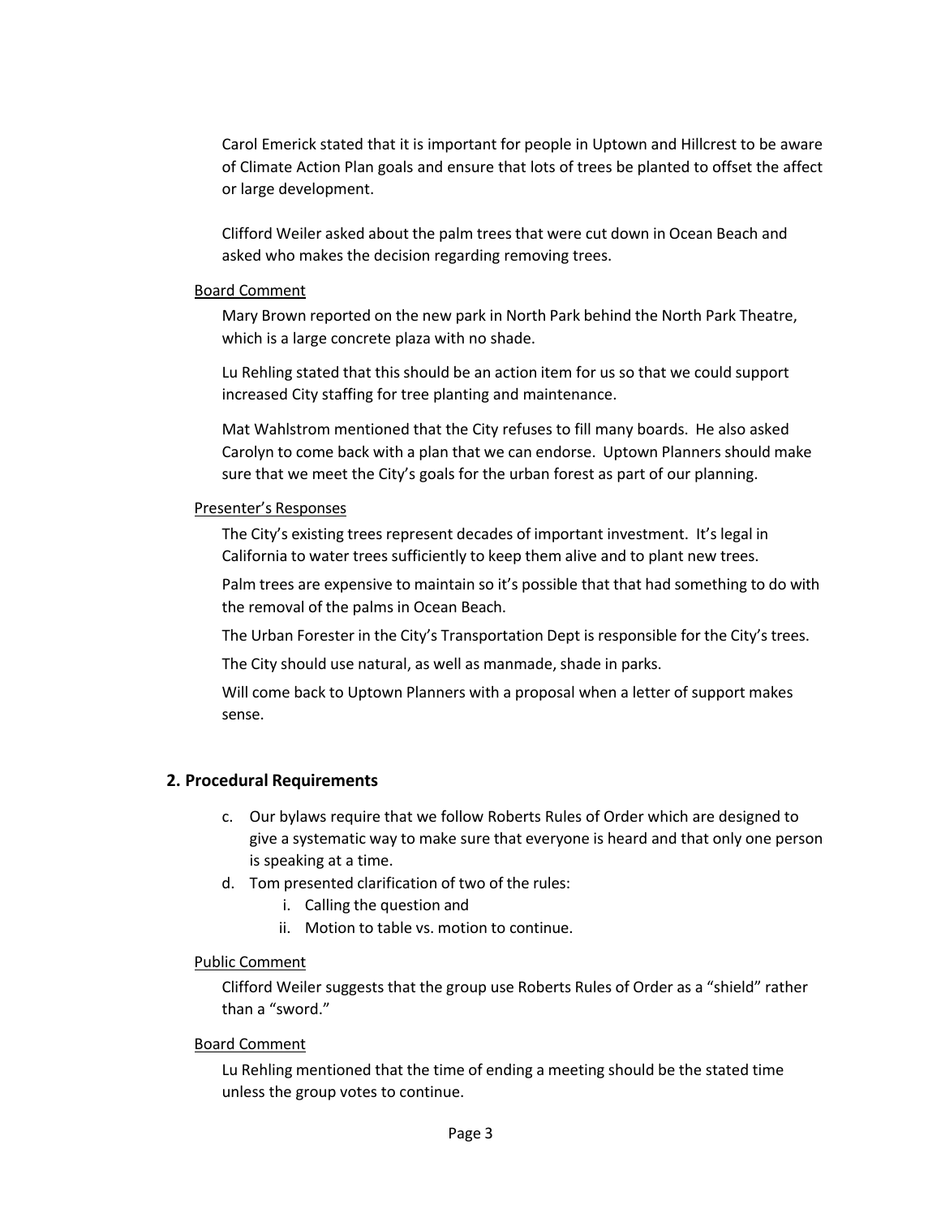Carol Emerick stated that it is important for people in Uptown and Hillcrest to be aware of Climate Action Plan goals and ensure that lots of trees be planted to offset the affect or large development.

Clifford Weiler asked about the palm trees that were cut down in Ocean Beach and asked who makes the decision regarding removing trees.

Board Comment

Mary Brown reported on the new park in North Park behind the North Park Theatre, which is a large concrete plaza with no shade.

Lu Rehling stated that this should be an action item for us so that we could support increased City staffing for tree planting and maintenance.

Mat Wahlstrom mentioned that the City refuses to fill many boards. He also asked Carolyn to come back with a plan that we can endorse. Uptown Planners should make sure that we meet the City's goals for the urban forest as part of our planning.

Presenter's Responses

The City's existing trees represent decades of important investment. It's legal in California to water trees sufficiently to keep them alive and to plant new trees.

Palm trees are expensive to maintain so it's possible that that had something to do with the removal of the palms in Ocean Beach.

The Urban Forester in the City's Transportation Dept is responsible for the City's trees.

The City should use natural, as well as manmade, shade in parks.

Will come back to Uptown Planners with a proposal when a letter of support makes sense.

## 2. Procedural Requirements

c. Our bylaws require that we follow Roberts Rules of Order which are designed to give a systematic way to make sure that everyone is heard and that only one person is speaking at a time.

d. Tom presented clarification of two of the rules:
   i. Calling the question and
   ii. Motion to table vs. motion to continue.

Public Comment

Clifford Weiler suggests that the group use Roberts Rules of Order as a "shield" rather than a "sword."

Board Comment

Lu Rehling mentioned that the time of ending a meeting should be the stated time unless the group votes to continue.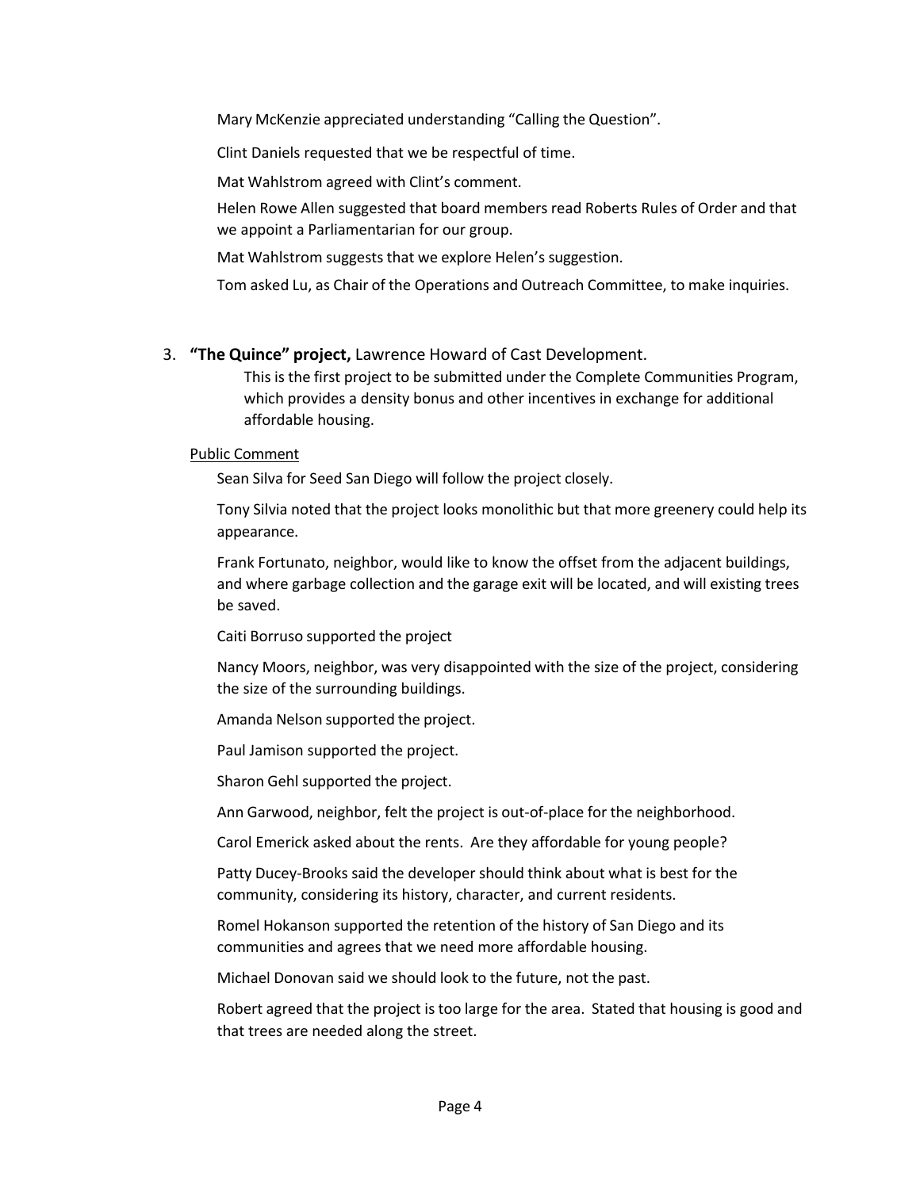Mary McKenzie appreciated understanding "Calling the Question".

Clint Daniels requested that we be respectful of time.

Mat Wahlstrom agreed with Clint's comment.

Helen Rowe Allen suggested that board members read Roberts Rules of Order and that we appoint a Parliamentarian for our group.

Mat Wahlstrom suggests that we explore Helen's suggestion.

Tom asked Lu, as Chair of the Operations and Outreach Committee, to make inquiries.

3. **"The Quince" project,** Lawrence Howard of Cast Development.

   This is the first project to be submitted under the Complete Communities Program, which provides a density bonus and other incentives in exchange for additional affordable housing.

Public Comment

Sean Silva for Seed San Diego will follow the project closely.

Tony Silvia noted that the project looks monolithic but that more greenery could help its appearance.

Frank Fortunato, neighbor, would like to know the offset from the adjacent buildings, and where garbage collection and the garage exit will be located, and will existing trees be saved.

Caiti Borruso supported the project

Nancy Moors, neighbor, was very disappointed with the size of the project, considering the size of the surrounding buildings.

Amanda Nelson supported the project.

Paul Jamison supported the project.

Sharon Gehl supported the project.

Ann Garwood, neighbor, felt the project is out-of-place for the neighborhood.

Carol Emerick asked about the rents. Are they affordable for young people?

Patty Ducey-Brooks said the developer should think about what is best for the community, considering its history, character, and current residents.

Romel Hokanson supported the retention of the history of San Diego and its communities and agrees that we need more affordable housing.

Michael Donovan said we should look to the future, not the past.

Robert agreed that the project is too large for the area. Stated that housing is good and that trees are needed along the street.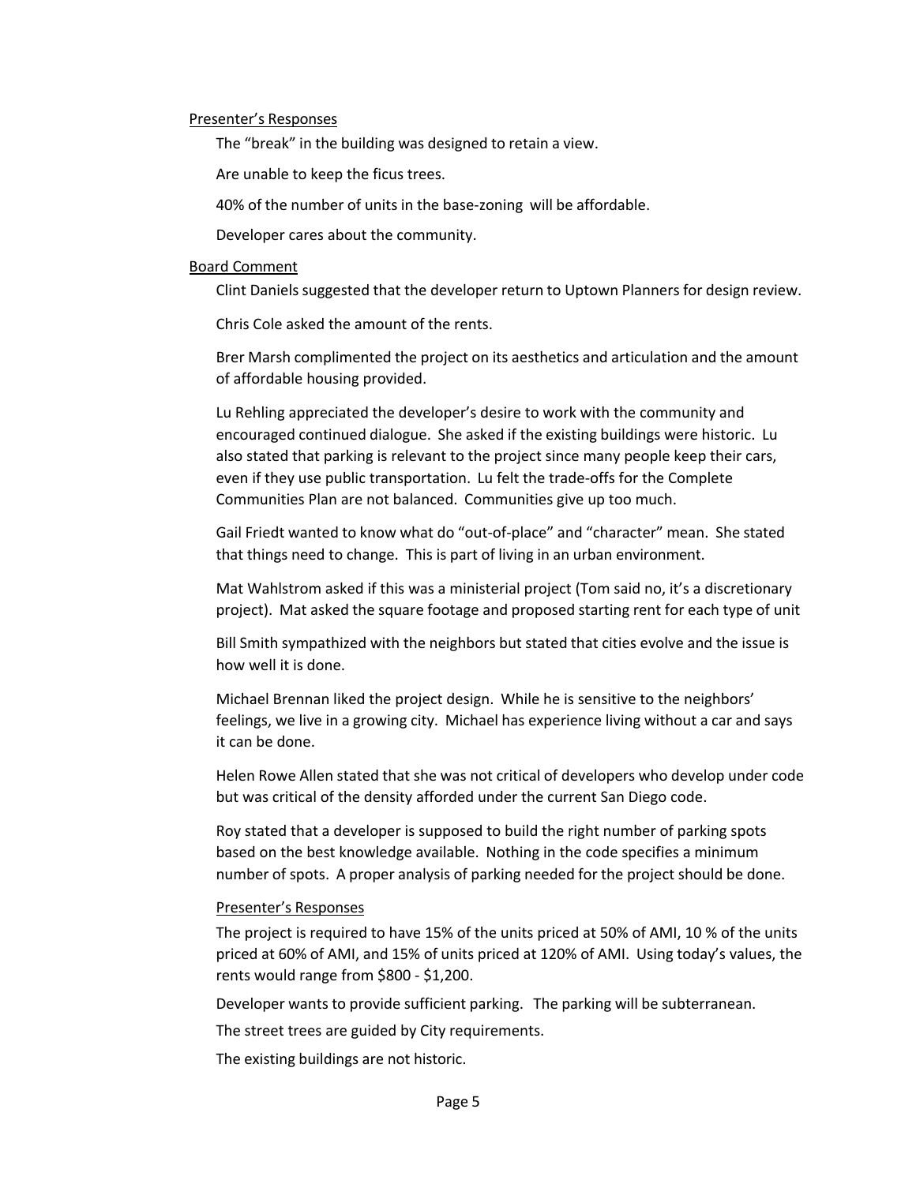Presenter's Responses

The "break" in the building was designed to retain a view.

Are unable to keep the ficus trees.

40% of the number of units in the base-zoning will be affordable.

Developer cares about the community.

Board Comment

Clint Daniels suggested that the developer return to Uptown Planners for design review.

Chris Cole asked the amount of the rents.

Brer Marsh complimented the project on its aesthetics and articulation and the amount of affordable housing provided.

Lu Rehling appreciated the developer's desire to work with the community and encouraged continued dialogue. She asked if the existing buildings were historic. Lu also stated that parking is relevant to the project since many people keep their cars, even if they use public transportation. Lu felt the trade-offs for the Complete Communities Plan are not balanced. Communities give up too much.

Gail Friedt wanted to know what do "out-of-place" and "character" mean. She stated that things need to change. This is part of living in an urban environment.

Mat Wahlstrom asked if this was a ministerial project (Tom said no, it's a discretionary project). Mat asked the square footage and proposed starting rent for each type of unit

Bill Smith sympathized with the neighbors but stated that cities evolve and the issue is how well it is done.

Michael Brennan liked the project design. While he is sensitive to the neighbors' feelings, we live in a growing city. Michael has experience living without a car and says it can be done.

Helen Rowe Allen stated that she was not critical of developers who develop under code but was critical of the density afforded under the current San Diego code.

Roy stated that a developer is supposed to build the right number of parking spots based on the best knowledge available. Nothing in the code specifies a minimum number of spots. A proper analysis of parking needed for the project should be done.

Presenter's Responses

The project is required to have 15% of the units priced at 50% of AMI, 10 % of the units priced at 60% of AMI, and 15% of units priced at 120% of AMI. Using today's values, the rents would range from $800 - $1,200.

Developer wants to provide sufficient parking. The parking will be subterranean.

The street trees are guided by City requirements.

The existing buildings are not historic.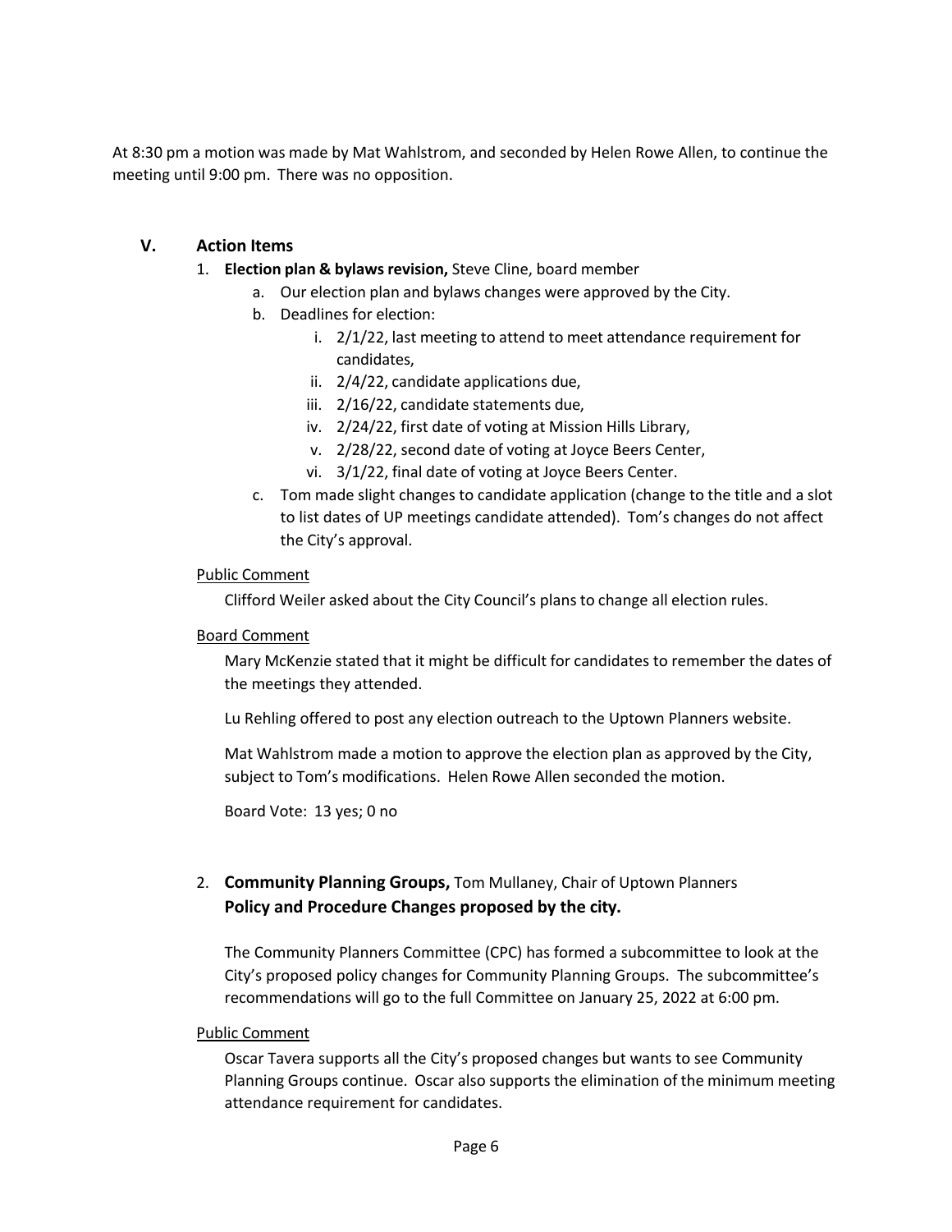At 8:30 pm a motion was made by Mat Wahlstrom, and seconded by Helen Rowe Allen, to continue the meeting until 9:00 pm. There was no opposition.

## V. Action Items

1. **Election plan & bylaws revision,** Steve Cline, board member
   a. Our election plan and bylaws changes were approved by the City.
   b. Deadlines for election:
      i. 2/1/22, last meeting to attend to meet attendance requirement for candidates,
      ii. 2/4/22, candidate applications due,
      iii. 2/16/22, candidate statements due,
      iv. 2/24/22, first date of voting at Mission Hills Library,
      v. 2/28/22, second date of voting at Joyce Beers Center,
      vi. 3/1/22, final date of voting at Joyce Beers Center.
   c. Tom made slight changes to candidate application (change to the title and a slot to list dates of UP meetings candidate attended). Tom's changes do not affect the City's approval.

   Public Comment

   Clifford Weiler asked about the City Council's plans to change all election rules.

   Board Comment

   Mary McKenzie stated that it might be difficult for candidates to remember the dates of the meetings they attended.

   Lu Rehling offered to post any election outreach to the Uptown Planners website.

   Mat Wahlstrom made a motion to approve the election plan as approved by the City, subject to Tom's modifications. Helen Rowe Allen seconded the motion.

   Board Vote: 13 yes; 0 no

2. **Community Planning Groups,** Tom Mullaney, Chair of Uptown Planners
   **Policy and Procedure Changes proposed by the city.**

   The Community Planners Committee (CPC) has formed a subcommittee to look at the City's proposed policy changes for Community Planning Groups. The subcommittee's recommendations will go to the full Committee on January 25, 2022 at 6:00 pm.

   Public Comment

   Oscar Tavera supports all the City's proposed changes but wants to see Community Planning Groups continue. Oscar also supports the elimination of the minimum meeting attendance requirement for candidates.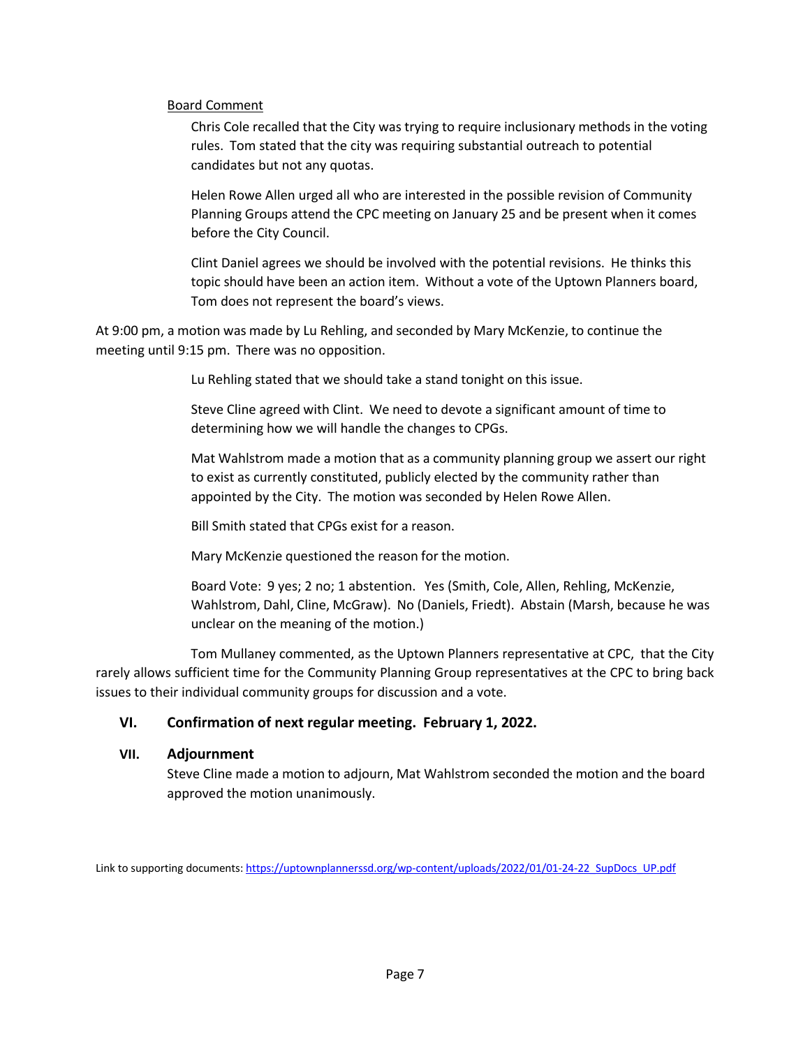Board Comment

Chris Cole recalled that the City was trying to require inclusionary methods in the voting rules. Tom stated that the city was requiring substantial outreach to potential candidates but not any quotas.

Helen Rowe Allen urged all who are interested in the possible revision of Community Planning Groups attend the CPC meeting on January 25 and be present when it comes before the City Council.

Clint Daniel agrees we should be involved with the potential revisions. He thinks this topic should have been an action item. Without a vote of the Uptown Planners board, Tom does not represent the board's views.

At 9:00 pm, a motion was made by Lu Rehling, and seconded by Mary McKenzie, to continue the meeting until 9:15 pm. There was no opposition.

Lu Rehling stated that we should take a stand tonight on this issue.

Steve Cline agreed with Clint. We need to devote a significant amount of time to determining how we will handle the changes to CPGs.

Mat Wahlstrom made a motion that as a community planning group we assert our right to exist as currently constituted, publicly elected by the community rather than appointed by the City. The motion was seconded by Helen Rowe Allen.

Bill Smith stated that CPGs exist for a reason.

Mary McKenzie questioned the reason for the motion.

Board Vote: 9 yes; 2 no; 1 abstention. Yes (Smith, Cole, Allen, Rehling, McKenzie, Wahlstrom, Dahl, Cline, McGraw). No (Daniels, Friedt). Abstain (Marsh, because he was unclear on the meaning of the motion.)

Tom Mullaney commented, as the Uptown Planners representative at CPC, that the City rarely allows sufficient time for the Community Planning Group representatives at the CPC to bring back issues to their individual community groups for discussion and a vote.

## VI. Confirmation of next regular meeting. February 1, 2022.

## VII. Adjournment

Steve Cline made a motion to adjourn, Mat Wahlstrom seconded the motion and the board approved the motion unanimously.

Link to supporting documents: https://uptownplannerssd.org/wp-content/uploads/2022/01/01-24-22_SupDocs_UP.pdf